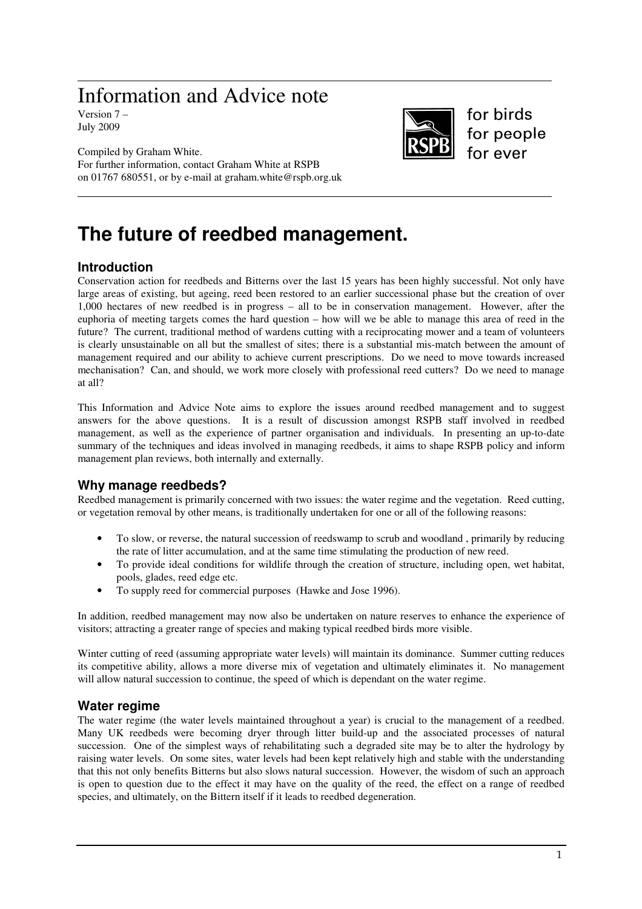# Information and Advice note

Version 7 –
July 2009

Compiled by Graham White.
For further information, contact Graham White at RSPB on 01767 680551, or by e-mail at graham.white@rspb.org.uk

for birds
for people
for ever

# The future of reedbed management.

## Introduction

Conservation action for reedbeds and Bitterns over the last 15 years has been highly successful. Not only have large areas of existing, but ageing, reed been restored to an earlier successional phase but the creation of over 1,000 hectares of new reedbed is in progress – all to be in conservation management. However, after the euphoria of meeting targets comes the hard question – how will we be able to manage this area of reed in the future? The current, traditional method of wardens cutting with a reciprocating mower and a team of volunteers is clearly unsustainable on all but the smallest of sites; there is a substantial mis-match between the amount of management required and our ability to achieve current prescriptions. Do we need to move towards increased mechanisation? Can, and should, we work more closely with professional reed cutters? Do we need to manage at all?

This Information and Advice Note aims to explore the issues around reedbed management and to suggest answers for the above questions. It is a result of discussion amongst RSPB staff involved in reedbed management, as well as the experience of partner organisation and individuals. In presenting an up-to-date summary of the techniques and ideas involved in managing reedbeds, it aims to shape RSPB policy and inform management plan reviews, both internally and externally.

## Why manage reedbeds?

Reedbed management is primarily concerned with two issues: the water regime and the vegetation. Reed cutting, or vegetation removal by other means, is traditionally undertaken for one or all of the following reasons:

- To slow, or reverse, the natural succession of reedswamp to scrub and woodland , primarily by reducing the rate of litter accumulation, and at the same time stimulating the production of new reed.
- To provide ideal conditions for wildlife through the creation of structure, including open, wet habitat, pools, glades, reed edge etc.
- To supply reed for commercial purposes (Hawke and Jose 1996).

In addition, reedbed management may now also be undertaken on nature reserves to enhance the experience of visitors; attracting a greater range of species and making typical reedbed birds more visible.

Winter cutting of reed (assuming appropriate water levels) will maintain its dominance. Summer cutting reduces its competitive ability, allows a more diverse mix of vegetation and ultimately eliminates it. No management will allow natural succession to continue, the speed of which is dependant on the water regime.

## Water regime

The water regime (the water levels maintained throughout a year) is crucial to the management of a reedbed. Many UK reedbeds were becoming dryer through litter build-up and the associated processes of natural succession. One of the simplest ways of rehabilitating such a degraded site may be to alter the hydrology by raising water levels. On some sites, water levels had been kept relatively high and stable with the understanding that this not only benefits Bitterns but also slows natural succession. However, the wisdom of such an approach is open to question due to the effect it may have on the quality of the reed, the effect on a range of reedbed species, and ultimately, on the Bittern itself if it leads to reedbed degeneration.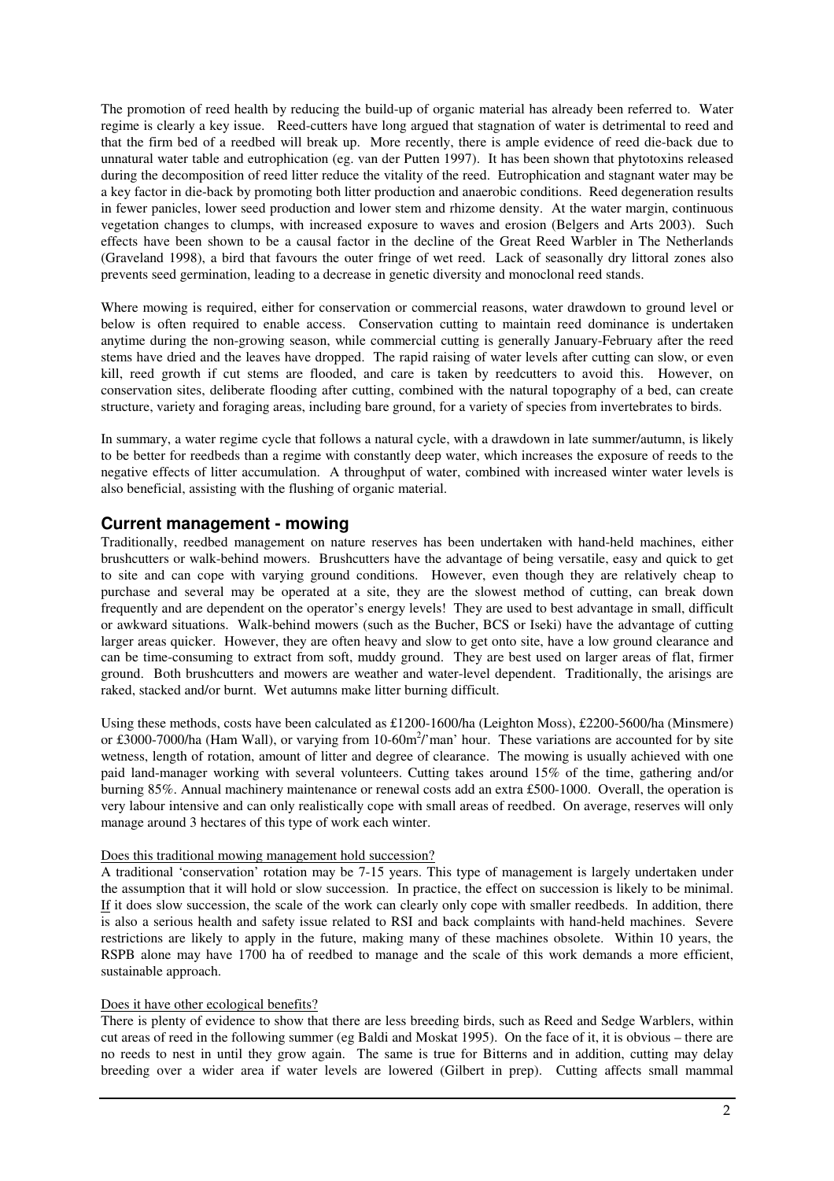The promotion of reed health by reducing the build-up of organic material has already been referred to. Water regime is clearly a key issue. Reed-cutters have long argued that stagnation of water is detrimental to reed and that the firm bed of a reedbed will break up. More recently, there is ample evidence of reed die-back due to unnatural water table and eutrophication (eg. van der Putten 1997). It has been shown that phytotoxins released during the decomposition of reed litter reduce the vitality of the reed. Eutrophication and stagnant water may be a key factor in die-back by promoting both litter production and anaerobic conditions. Reed degeneration results in fewer panicles, lower seed production and lower stem and rhizome density. At the water margin, continuous vegetation changes to clumps, with increased exposure to waves and erosion (Belgers and Arts 2003). Such effects have been shown to be a causal factor in the decline of the Great Reed Warbler in The Netherlands (Graveland 1998), a bird that favours the outer fringe of wet reed. Lack of seasonally dry littoral zones also prevents seed germination, leading to a decrease in genetic diversity and monoclonal reed stands.

Where mowing is required, either for conservation or commercial reasons, water drawdown to ground level or below is often required to enable access. Conservation cutting to maintain reed dominance is undertaken anytime during the non-growing season, while commercial cutting is generally January-February after the reed stems have dried and the leaves have dropped. The rapid raising of water levels after cutting can slow, or even kill, reed growth if cut stems are flooded, and care is taken by reedcutters to avoid this. However, on conservation sites, deliberate flooding after cutting, combined with the natural topography of a bed, can create structure, variety and foraging areas, including bare ground, for a variety of species from invertebrates to birds.

In summary, a water regime cycle that follows a natural cycle, with a drawdown in late summer/autumn, is likely to be better for reedbeds than a regime with constantly deep water, which increases the exposure of reeds to the negative effects of litter accumulation. A throughput of water, combined with increased winter water levels is also beneficial, assisting with the flushing of organic material.

## Current management - mowing

Traditionally, reedbed management on nature reserves has been undertaken with hand-held machines, either brushcutters or walk-behind mowers. Brushcutters have the advantage of being versatile, easy and quick to get to site and can cope with varying ground conditions. However, even though they are relatively cheap to purchase and several may be operated at a site, they are the slowest method of cutting, can break down frequently and are dependent on the operator's energy levels! They are used to best advantage in small, difficult or awkward situations. Walk-behind mowers (such as the Bucher, BCS or Iseki) have the advantage of cutting larger areas quicker. However, they are often heavy and slow to get onto site, have a low ground clearance and can be time-consuming to extract from soft, muddy ground. They are best used on larger areas of flat, firmer ground. Both brushcutters and mowers are weather and water-level dependent. Traditionally, the arisings are raked, stacked and/or burnt. Wet autumns make litter burning difficult.

Using these methods, costs have been calculated as £1200-1600/ha (Leighton Moss), £2200-5600/ha (Minsmere) or £3000-7000/ha (Ham Wall), or varying from 10-60m$^2$/'man' hour. These variations are accounted for by site wetness, length of rotation, amount of litter and degree of clearance. The mowing is usually achieved with one paid land-manager working with several volunteers. Cutting takes around 15% of the time, gathering and/or burning 85%. Annual machinery maintenance or renewal costs add an extra £500-1000. Overall, the operation is very labour intensive and can only realistically cope with small areas of reedbed. On average, reserves will only manage around 3 hectares of this type of work each winter.

Does this traditional mowing management hold succession?

A traditional 'conservation' rotation may be 7-15 years. This type of management is largely undertaken under the assumption that it will hold or slow succession. In practice, the effect on succession is likely to be minimal. If it does slow succession, the scale of the work can clearly only cope with smaller reedbeds. In addition, there is also a serious health and safety issue related to RSI and back complaints with hand-held machines. Severe restrictions are likely to apply in the future, making many of these machines obsolete. Within 10 years, the RSPB alone may have 1700 ha of reedbed to manage and the scale of this work demands a more efficient, sustainable approach.

Does it have other ecological benefits?

There is plenty of evidence to show that there are less breeding birds, such as Reed and Sedge Warblers, within cut areas of reed in the following summer (eg Baldi and Moskat 1995). On the face of it, it is obvious – there are no reeds to nest in until they grow again. The same is true for Bitterns and in addition, cutting may delay breeding over a wider area if water levels are lowered (Gilbert in prep). Cutting affects small mammal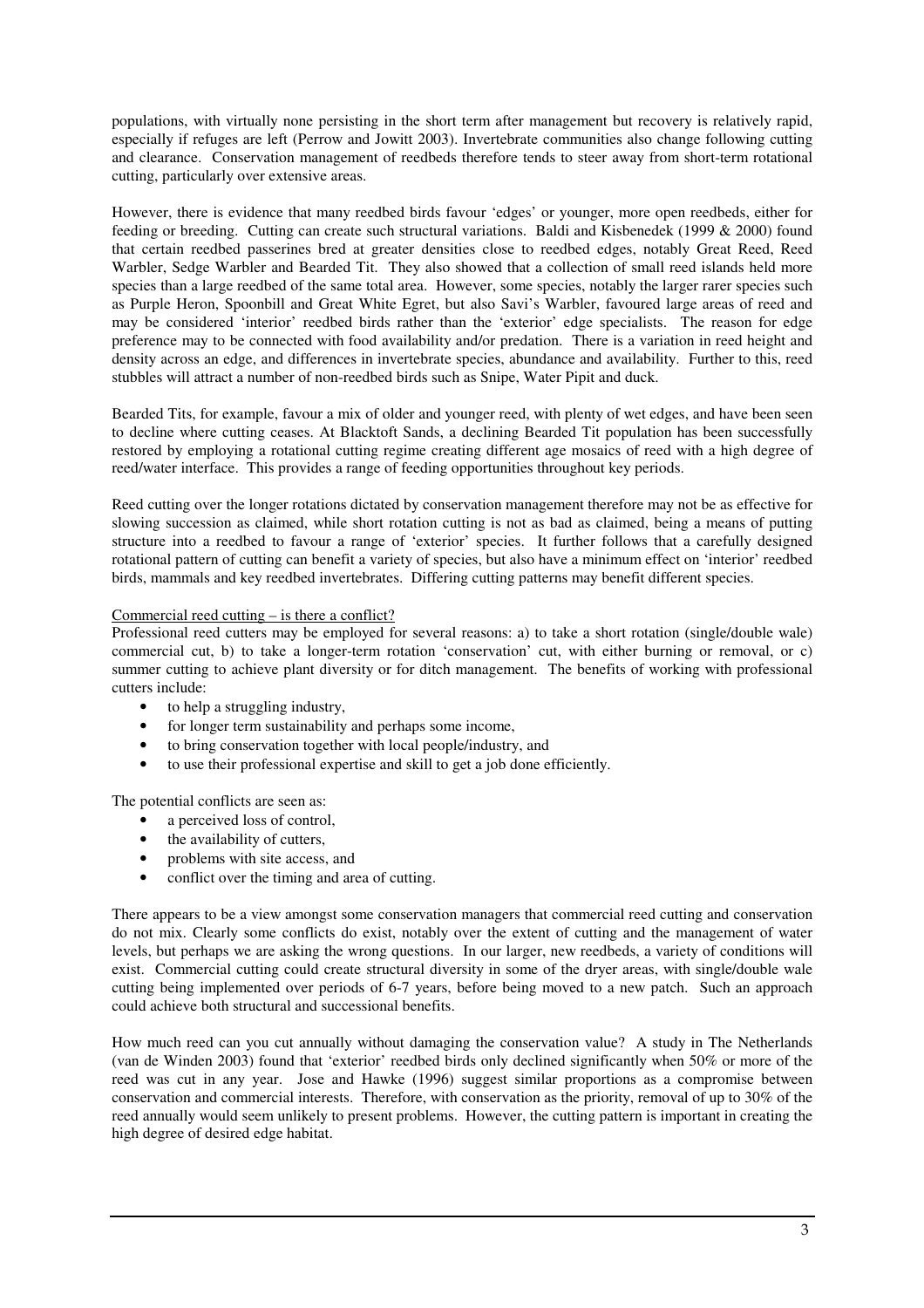populations, with virtually none persisting in the short term after management but recovery is relatively rapid, especially if refuges are left (Perrow and Jowitt 2003). Invertebrate communities also change following cutting and clearance. Conservation management of reedbeds therefore tends to steer away from short-term rotational cutting, particularly over extensive areas.

However, there is evidence that many reedbed birds favour 'edges' or younger, more open reedbeds, either for feeding or breeding. Cutting can create such structural variations. Baldi and Kisbenedek (1999 & 2000) found that certain reedbed passerines bred at greater densities close to reedbed edges, notably Great Reed, Reed Warbler, Sedge Warbler and Bearded Tit. They also showed that a collection of small reed islands held more species than a large reedbed of the same total area. However, some species, notably the larger rarer species such as Purple Heron, Spoonbill and Great White Egret, but also Savi's Warbler, favoured large areas of reed and may be considered 'interior' reedbed birds rather than the 'exterior' edge specialists. The reason for edge preference may to be connected with food availability and/or predation. There is a variation in reed height and density across an edge, and differences in invertebrate species, abundance and availability. Further to this, reed stubbles will attract a number of non-reedbed birds such as Snipe, Water Pipit and duck.

Bearded Tits, for example, favour a mix of older and younger reed, with plenty of wet edges, and have been seen to decline where cutting ceases. At Blacktoft Sands, a declining Bearded Tit population has been successfully restored by employing a rotational cutting regime creating different age mosaics of reed with a high degree of reed/water interface. This provides a range of feeding opportunities throughout key periods.

Reed cutting over the longer rotations dictated by conservation management therefore may not be as effective for slowing succession as claimed, while short rotation cutting is not as bad as claimed, being a means of putting structure into a reedbed to favour a range of 'exterior' species. It further follows that a carefully designed rotational pattern of cutting can benefit a variety of species, but also have a minimum effect on 'interior' reedbed birds, mammals and key reedbed invertebrates. Differing cutting patterns may benefit different species.

Commercial reed cutting – is there a conflict?

Professional reed cutters may be employed for several reasons: a) to take a short rotation (single/double wale) commercial cut, b) to take a longer-term rotation 'conservation' cut, with either burning or removal, or c) summer cutting to achieve plant diversity or for ditch management. The benefits of working with professional cutters include:

- to help a struggling industry,
- for longer term sustainability and perhaps some income,
- to bring conservation together with local people/industry, and
- to use their professional expertise and skill to get a job done efficiently.

The potential conflicts are seen as:

- a perceived loss of control,
- the availability of cutters,
- problems with site access, and
- conflict over the timing and area of cutting.

There appears to be a view amongst some conservation managers that commercial reed cutting and conservation do not mix. Clearly some conflicts do exist, notably over the extent of cutting and the management of water levels, but perhaps we are asking the wrong questions. In our larger, new reedbeds, a variety of conditions will exist. Commercial cutting could create structural diversity in some of the dryer areas, with single/double wale cutting being implemented over periods of 6-7 years, before being moved to a new patch. Such an approach could achieve both structural and successional benefits.

How much reed can you cut annually without damaging the conservation value? A study in The Netherlands (van de Winden 2003) found that 'exterior' reedbed birds only declined significantly when 50% or more of the reed was cut in any year. Jose and Hawke (1996) suggest similar proportions as a compromise between conservation and commercial interests. Therefore, with conservation as the priority, removal of up to 30% of the reed annually would seem unlikely to present problems. However, the cutting pattern is important in creating the high degree of desired edge habitat.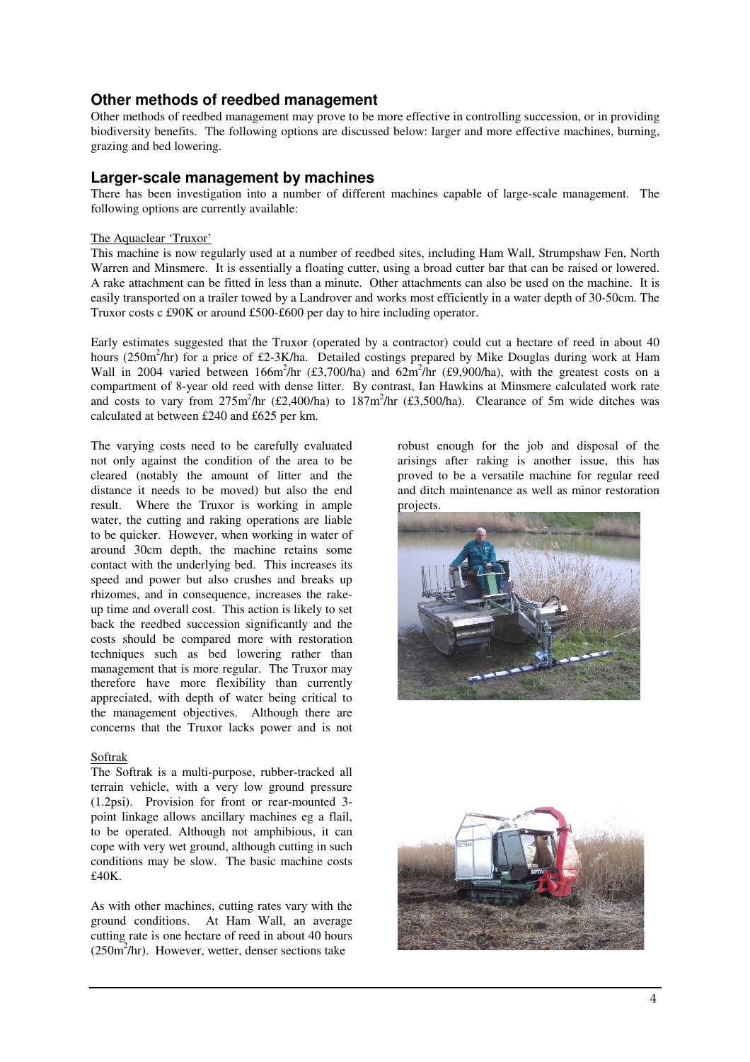## Other methods of reedbed management

Other methods of reedbed management may prove to be more effective in controlling succession, or in providing biodiversity benefits. The following options are discussed below: larger and more effective machines, burning, grazing and bed lowering.

## Larger-scale management by machines

There has been investigation into a number of different machines capable of large-scale management. The following options are currently available:

The Aquaclear 'Truxor'

This machine is now regularly used at a number of reedbed sites, including Ham Wall, Strumpshaw Fen, North Warren and Minsmere. It is essentially a floating cutter, using a broad cutter bar that can be raised or lowered. A rake attachment can be fitted in less than a minute. Other attachments can also be used on the machine. It is easily transported on a trailer towed by a Landrover and works most efficiently in a water depth of 30-50cm. The Truxor costs c £90K or around £500-£600 per day to hire including operator.

Early estimates suggested that the Truxor (operated by a contractor) could cut a hectare of reed in about 40 hours (250m$^2$/hr) for a price of £2-3K/ha. Detailed costings prepared by Mike Douglas during work at Ham Wall in 2004 varied between 166m$^2$/hr (£3,700/ha) and 62m$^2$/hr (£9,900/ha), with the greatest costs on a compartment of 8-year old reed with dense litter. By contrast, Ian Hawkins at Minsmere calculated work rate and costs to vary from 275m$^2$/hr (£2,400/ha) to 187m$^2$/hr (£3,500/ha). Clearance of 5m wide ditches was calculated at between £240 and £625 per km.

The varying costs need to be carefully evaluated not only against the condition of the area to be cleared (notably the amount of litter and the distance it needs to be moved) but also the end result. Where the Truxor is working in ample water, the cutting and raking operations are liable to be quicker. However, when working in water of around 30cm depth, the machine retains some contact with the underlying bed. This increases its speed and power but also crushes and breaks up rhizomes, and in consequence, increases the rake-up time and overall cost. This action is likely to set back the reedbed succession significantly and the costs should be compared more with restoration techniques such as bed lowering rather than management that is more regular. The Truxor may therefore have more flexibility than currently appreciated, with depth of water being critical to the management objectives. Although there are concerns that the Truxor lacks power and is not robust enough for the job and disposal of the arisings after raking is another issue, this has proved to be a versatile machine for regular reed and ditch maintenance as well as minor restoration projects.

Softrak

The Softrak is a multi-purpose, rubber-tracked all terrain vehicle, with a very low ground pressure (1.2psi). Provision for front or rear-mounted 3-point linkage allows ancillary machines eg a flail, to be operated. Although not amphibious, it can cope with very wet ground, although cutting in such conditions may be slow. The basic machine costs £40K.

As with other machines, cutting rates vary with the ground conditions. At Ham Wall, an average cutting rate is one hectare of reed in about 40 hours (250m$^2$/hr). However, wetter, denser sections take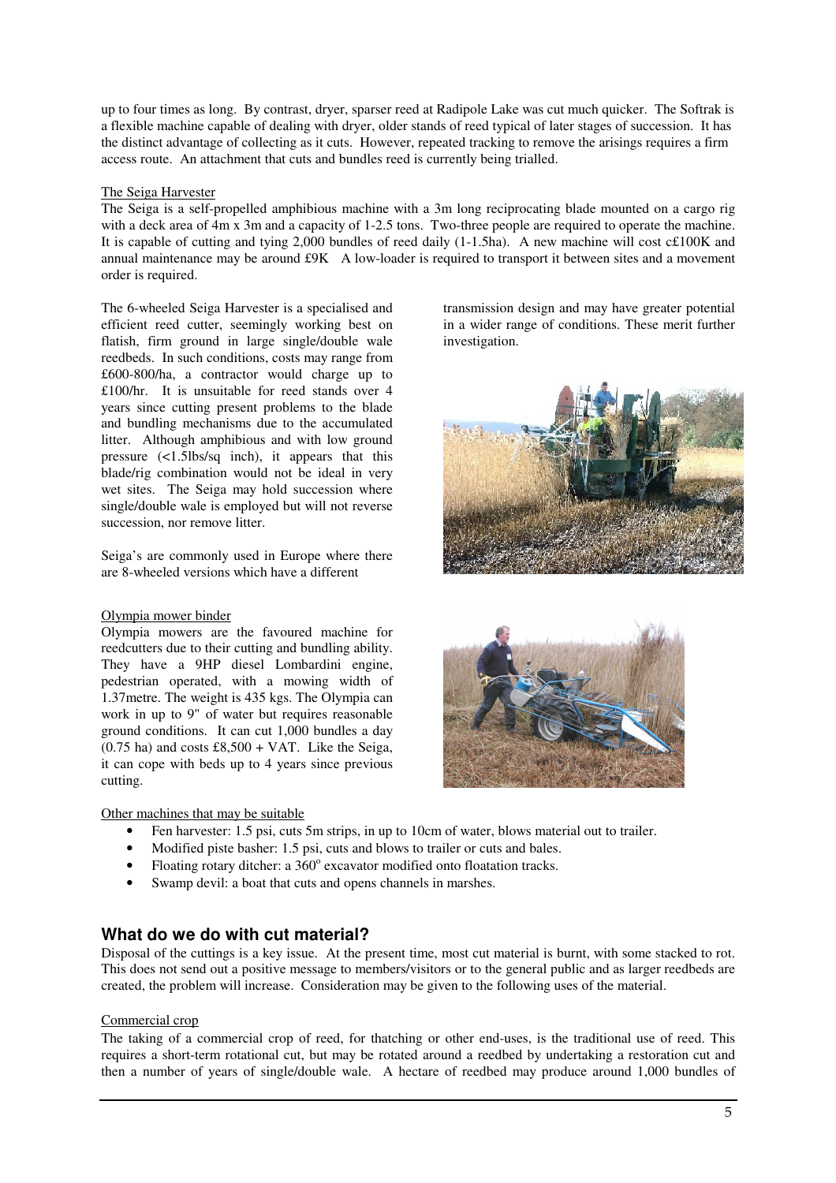up to four times as long. By contrast, dryer, sparser reed at Radipole Lake was cut much quicker. The Softrak is a flexible machine capable of dealing with dryer, older stands of reed typical of later stages of succession. It has the distinct advantage of collecting as it cuts. However, repeated tracking to remove the arisings requires a firm access route. An attachment that cuts and bundles reed is currently being trialled.

The Seiga Harvester

The Seiga is a self-propelled amphibious machine with a 3m long reciprocating blade mounted on a cargo rig with a deck area of 4m x 3m and a capacity of 1-2.5 tons. Two-three people are required to operate the machine. It is capable of cutting and tying 2,000 bundles of reed daily (1-1.5ha). A new machine will cost c£100K and annual maintenance may be around £9K A low-loader is required to transport it between sites and a movement order is required.

The 6-wheeled Seiga Harvester is a specialised and efficient reed cutter, seemingly working best on flatish, firm ground in large single/double wale reedbeds. In such conditions, costs may range from £600-800/ha, a contractor would charge up to £100/hr. It is unsuitable for reed stands over 4 years since cutting present problems to the blade and bundling mechanisms due to the accumulated litter. Although amphibious and with low ground pressure (<1.5lbs/sq inch), it appears that this blade/rig combination would not be ideal in very wet sites. The Seiga may hold succession where single/double wale is employed but will not reverse succession, nor remove litter.

Seiga's are commonly used in Europe where there are 8-wheeled versions which have a different transmission design and may have greater potential in a wider range of conditions. These merit further investigation.

Olympia mower binder

Olympia mowers are the favoured machine for reedcutters due to their cutting and bundling ability. They have a 9HP diesel Lombardini engine, pedestrian operated, with a mowing width of 1.37metre. The weight is 435 kgs. The Olympia can work in up to 9" of water but requires reasonable ground conditions. It can cut 1,000 bundles a day (0.75 ha) and costs £8,500 + VAT. Like the Seiga, it can cope with beds up to 4 years since previous cutting.

Other machines that may be suitable

- Fen harvester: 1.5 psi, cuts 5m strips, in up to 10cm of water, blows material out to trailer.
- Modified piste basher: 1.5 psi, cuts and blows to trailer or cuts and bales.
- Floating rotary ditcher: a 360$^{o}$ excavator modified onto floatation tracks.
- Swamp devil: a boat that cuts and opens channels in marshes.

## What do we do with cut material?

Disposal of the cuttings is a key issue. At the present time, most cut material is burnt, with some stacked to rot. This does not send out a positive message to members/visitors or to the general public and as larger reedbeds are created, the problem will increase. Consideration may be given to the following uses of the material.

Commercial crop

The taking of a commercial crop of reed, for thatching or other end-uses, is the traditional use of reed. This requires a short-term rotational cut, but may be rotated around a reedbed by undertaking a restoration cut and then a number of years of single/double wale. A hectare of reedbed may produce around 1,000 bundles of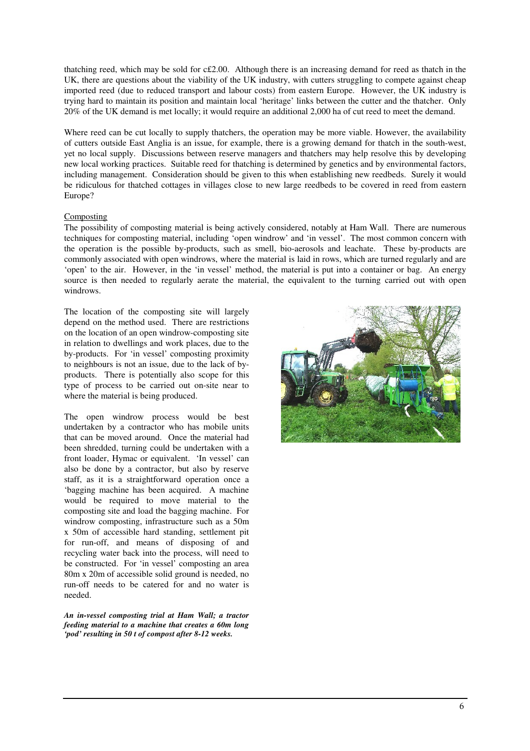thatching reed, which may be sold for c£2.00. Although there is an increasing demand for reed as thatch in the UK, there are questions about the viability of the UK industry, with cutters struggling to compete against cheap imported reed (due to reduced transport and labour costs) from eastern Europe. However, the UK industry is trying hard to maintain its position and maintain local 'heritage' links between the cutter and the thatcher. Only 20% of the UK demand is met locally; it would require an additional 2,000 ha of cut reed to meet the demand.

Where reed can be cut locally to supply thatchers, the operation may be more viable. However, the availability of cutters outside East Anglia is an issue, for example, there is a growing demand for thatch in the south-west, yet no local supply. Discussions between reserve managers and thatchers may help resolve this by developing new local working practices. Suitable reed for thatching is determined by genetics and by environmental factors, including management. Consideration should be given to this when establishing new reedbeds. Surely it would be ridiculous for thatched cottages in villages close to new large reedbeds to be covered in reed from eastern Europe?

Composting

The possibility of composting material is being actively considered, notably at Ham Wall. There are numerous techniques for composting material, including 'open windrow' and 'in vessel'. The most common concern with the operation is the possible by-products, such as smell, bio-aerosols and leachate. These by-products are commonly associated with open windrows, where the material is laid in rows, which are turned regularly and are 'open' to the air. However, in the 'in vessel' method, the material is put into a container or bag. An energy source is then needed to regularly aerate the material, the equivalent to the turning carried out with open windrows.

The location of the composting site will largely depend on the method used. There are restrictions on the location of an open windrow-composting site in relation to dwellings and work places, due to the by-products. For 'in vessel' composting proximity to neighbours is not an issue, due to the lack of by-products. There is potentially also scope for this type of process to be carried out on-site near to where the material is being produced.

The open windrow process would be best undertaken by a contractor who has mobile units that can be moved around. Once the material had been shredded, turning could be undertaken with a front loader, Hymac or equivalent. 'In vessel' can also be done by a contractor, but also by reserve staff, as it is a straightforward operation once a 'bagging machine has been acquired. A machine would be required to move material to the composting site and load the bagging machine. For windrow composting, infrastructure such as a 50m x 50m of accessible hard standing, settlement pit for run-off, and means of disposing of and recycling water back into the process, will need to be constructed. For 'in vessel' composting an area 80m x 20m of accessible solid ground is needed, no run-off needs to be catered for and no water is needed.

***An in-vessel composting trial at Ham Wall; a tractor feeding material to a machine that creates a 60m long 'pod' resulting in 50 t of compost after 8-12 weeks.***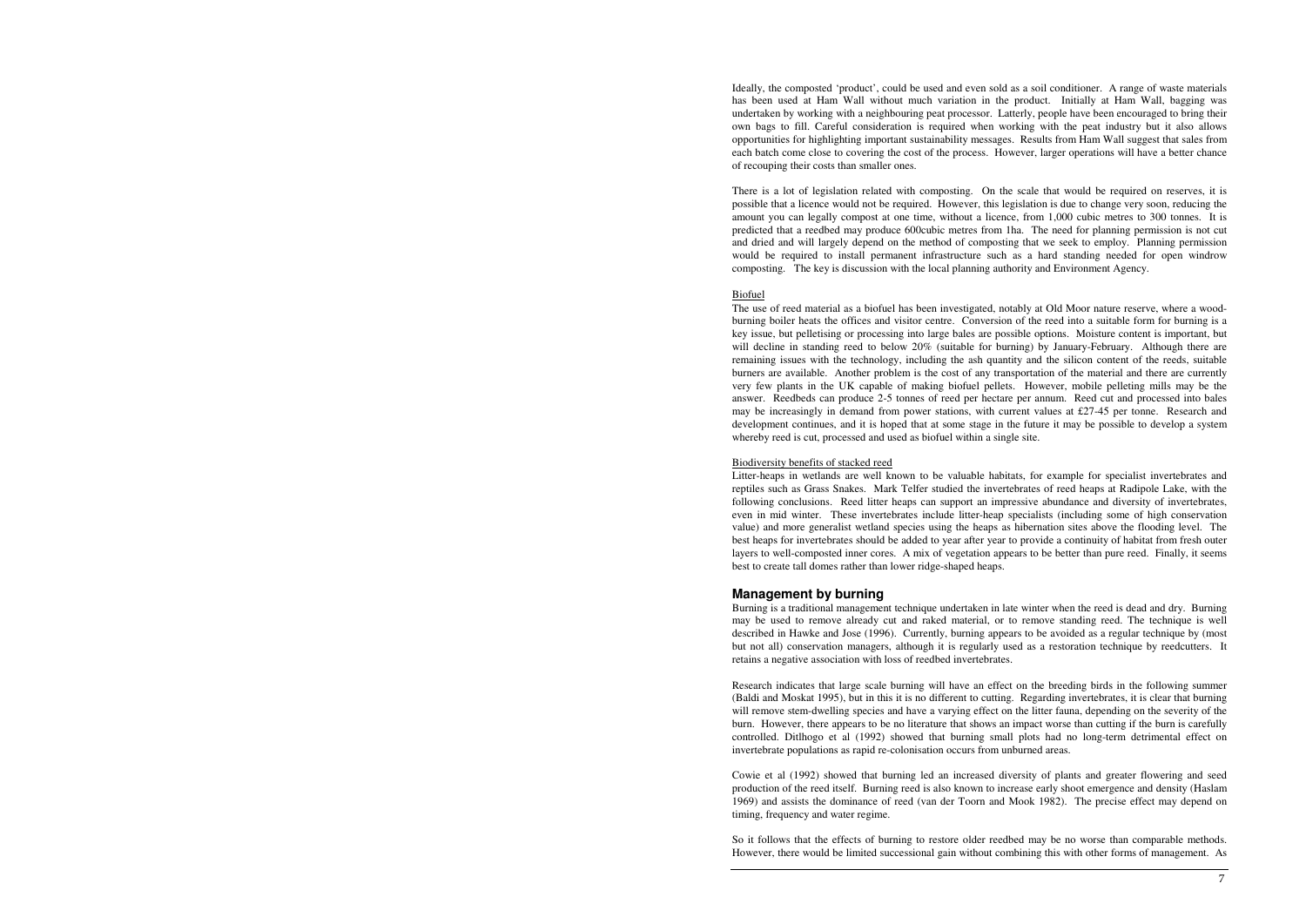Ideally, the composted 'product', could be used and even sold as a soil conditioner. A range of waste materials has been used at Ham Wall without much variation in the product. Initially at Ham Wall, bagging was undertaken by working with a neighbouring peat processor. Latterly, people have been encouraged to bring their own bags to fill. Careful consideration is required when working with the peat industry but it also allows opportunities for highlighting important sustainability messages. Results from Ham Wall suggest that sales from each batch come close to covering the cost of the process. However, larger operations will have a better chance of recouping their costs than smaller ones.

There is a lot of legislation related with composting. On the scale that would be required on reserves, it is possible that a licence would not be required. However, this legislation is due to change very soon, reducing the amount you can legally compost at one time, without a licence, from 1,000 cubic metres to 300 tonnes. It is predicted that a reedbed may produce 600cubic metres from 1ha. The need for planning permission is not cut and dried and will largely depend on the method of composting that we seek to employ. Planning permission would be required to install permanent infrastructure such as a hard standing needed for open windrow composting. The key is discussion with the local planning authority and Environment Agency.

Biofuel

The use of reed material as a biofuel has been investigated, notably at Old Moor nature reserve, where a wood-burning boiler heats the offices and visitor centre. Conversion of the reed into a suitable form for burning is a key issue, but pelletising or processing into large bales are possible options. Moisture content is important, but will decline in standing reed to below 20% (suitable for burning) by January-February. Although there are remaining issues with the technology, including the ash quantity and the silicon content of the reeds, suitable burners are available. Another problem is the cost of any transportation of the material and there are currently very few plants in the UK capable of making biofuel pellets. However, mobile pelleting mills may be the answer. Reedbeds can produce 2-5 tonnes of reed per hectare per annum. Reed cut and processed into bales may be increasingly in demand from power stations, with current values at £27-45 per tonne. Research and development continues, and it is hoped that at some stage in the future it may be possible to develop a system whereby reed is cut, processed and used as biofuel within a single site.

Biodiversity benefits of stacked reed

Litter-heaps in wetlands are well known to be valuable habitats, for example for specialist invertebrates and reptiles such as Grass Snakes. Mark Telfer studied the invertebrates of reed heaps at Radipole Lake, with the following conclusions. Reed litter heaps can support an impressive abundance and diversity of invertebrates, even in mid winter. These invertebrates include litter-heap specialists (including some of high conservation value) and more generalist wetland species using the heaps as hibernation sites above the flooding level. The best heaps for invertebrates should be added to year after year to provide a continuity of habitat from fresh outer layers to well-composted inner cores. A mix of vegetation appears to be better than pure reed. Finally, it seems best to create tall domes rather than lower ridge-shaped heaps.

## Management by burning

Burning is a traditional management technique undertaken in late winter when the reed is dead and dry. Burning may be used to remove already cut and raked material, or to remove standing reed. The technique is well described in Hawke and Jose (1996). Currently, burning appears to be avoided as a regular technique by (most but not all) conservation managers, although it is regularly used as a restoration technique by reedcutters. It retains a negative association with loss of reedbed invertebrates.

Research indicates that large scale burning will have an effect on the breeding birds in the following summer (Baldi and Moskat 1995), but in this it is no different to cutting. Regarding invertebrates, it is clear that burning will remove stem-dwelling species and have a varying effect on the litter fauna, depending on the severity of the burn. However, there appears to be no literature that shows an impact worse than cutting if the burn is carefully controlled. Ditlhogo et al (1992) showed that burning small plots had no long-term detrimental effect on invertebrate populations as rapid re-colonisation occurs from unburned areas.

Cowie et al (1992) showed that burning led an increased diversity of plants and greater flowering and seed production of the reed itself. Burning reed is also known to increase early shoot emergence and density (Haslam 1969) and assists the dominance of reed (van der Toorn and Mook 1982). The precise effect may depend on timing, frequency and water regime.

So it follows that the effects of burning to restore older reedbed may be no worse than comparable methods. However, there would be limited successional gain without combining this with other forms of management. As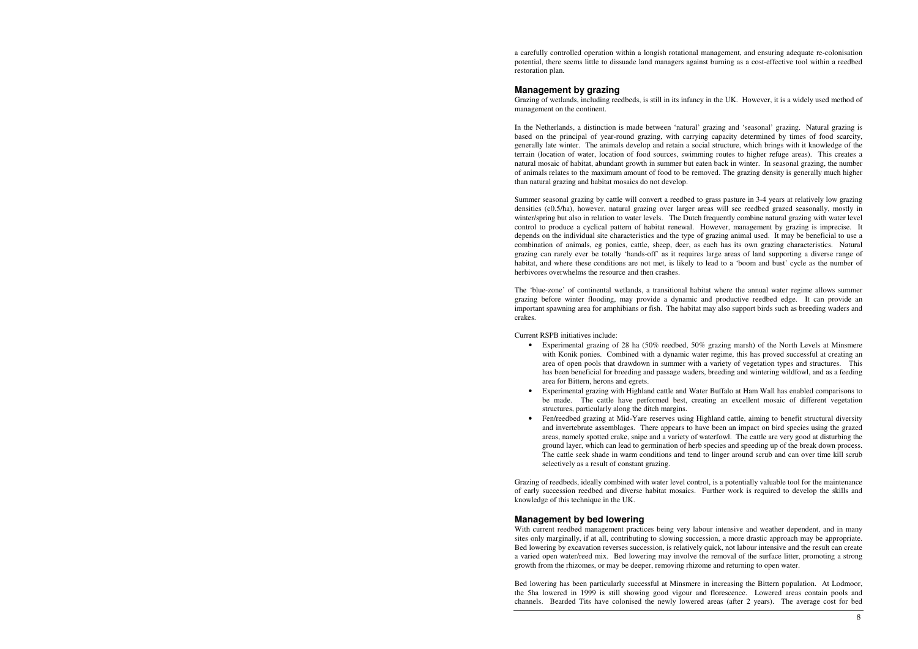a carefully controlled operation within a longish rotational management, and ensuring adequate re-colonisation potential, there seems little to dissuade land managers against burning as a cost-effective tool within a reedbed restoration plan.

## Management by grazing

Grazing of wetlands, including reedbeds, is still in its infancy in the UK. However, it is a widely used method of management on the continent.

In the Netherlands, a distinction is made between 'natural' grazing and 'seasonal' grazing. Natural grazing is based on the principal of year-round grazing, with carrying capacity determined by times of food scarcity, generally late winter. The animals develop and retain a social structure, which brings with it knowledge of the terrain (location of water, location of food sources, swimming routes to higher refuge areas). This creates a natural mosaic of habitat, abundant growth in summer but eaten back in winter. In seasonal grazing, the number of animals relates to the maximum amount of food to be removed. The grazing density is generally much higher than natural grazing and habitat mosaics do not develop.

Summer seasonal grazing by cattle will convert a reedbed to grass pasture in 3-4 years at relatively low grazing densities (c0.5/ha), however, natural grazing over larger areas will see reedbed grazed seasonally, mostly in winter/spring but also in relation to water levels. The Dutch frequently combine natural grazing with water level control to produce a cyclical pattern of habitat renewal. However, management by grazing is imprecise. It depends on the individual site characteristics and the type of grazing animal used. It may be beneficial to use a combination of animals, eg ponies, cattle, sheep, deer, as each has its own grazing characteristics. Natural grazing can rarely ever be totally 'hands-off' as it requires large areas of land supporting a diverse range of habitat, and where these conditions are not met, is likely to lead to a 'boom and bust' cycle as the number of herbivores overwhelms the resource and then crashes.

The 'blue-zone' of continental wetlands, a transitional habitat where the annual water regime allows summer grazing before winter flooding, may provide a dynamic and productive reedbed edge. It can provide an important spawning area for amphibians or fish. The habitat may also support birds such as breeding waders and crakes.

Current RSPB initiatives include:

- Experimental grazing of 28 ha (50% reedbed, 50% grazing marsh) of the North Levels at Minsmere with Konik ponies. Combined with a dynamic water regime, this has proved successful at creating an area of open pools that drawdown in summer with a variety of vegetation types and structures. This has been beneficial for breeding and passage waders, breeding and wintering wildfowl, and as a feeding area for Bittern, herons and egrets.
- Experimental grazing with Highland cattle and Water Buffalo at Ham Wall has enabled comparisons to be made. The cattle have performed best, creating an excellent mosaic of different vegetation structures, particularly along the ditch margins.
- Fen/reedbed grazing at Mid-Yare reserves using Highland cattle, aiming to benefit structural diversity and invertebrate assemblages. There appears to have been an impact on bird species using the grazed areas, namely spotted crake, snipe and a variety of waterfowl. The cattle are very good at disturbing the ground layer, which can lead to germination of herb species and speeding up of the break down process. The cattle seek shade in warm conditions and tend to linger around scrub and can over time kill scrub selectively as a result of constant grazing.

Grazing of reedbeds, ideally combined with water level control, is a potentially valuable tool for the maintenance of early succession reedbed and diverse habitat mosaics. Further work is required to develop the skills and knowledge of this technique in the UK.

## Management by bed lowering

With current reedbed management practices being very labour intensive and weather dependent, and in many sites only marginally, if at all, contributing to slowing succession, a more drastic approach may be appropriate. Bed lowering by excavation reverses succession, is relatively quick, not labour intensive and the result can create a varied open water/reed mix. Bed lowering may involve the removal of the surface litter, promoting a strong growth from the rhizomes, or may be deeper, removing rhizome and returning to open water.

Bed lowering has been particularly successful at Minsmere in increasing the Bittern population. At Lodmoor, the 5ha lowered in 1999 is still showing good vigour and florescence. Lowered areas contain pools and channels. Bearded Tits have colonised the newly lowered areas (after 2 years). The average cost for bed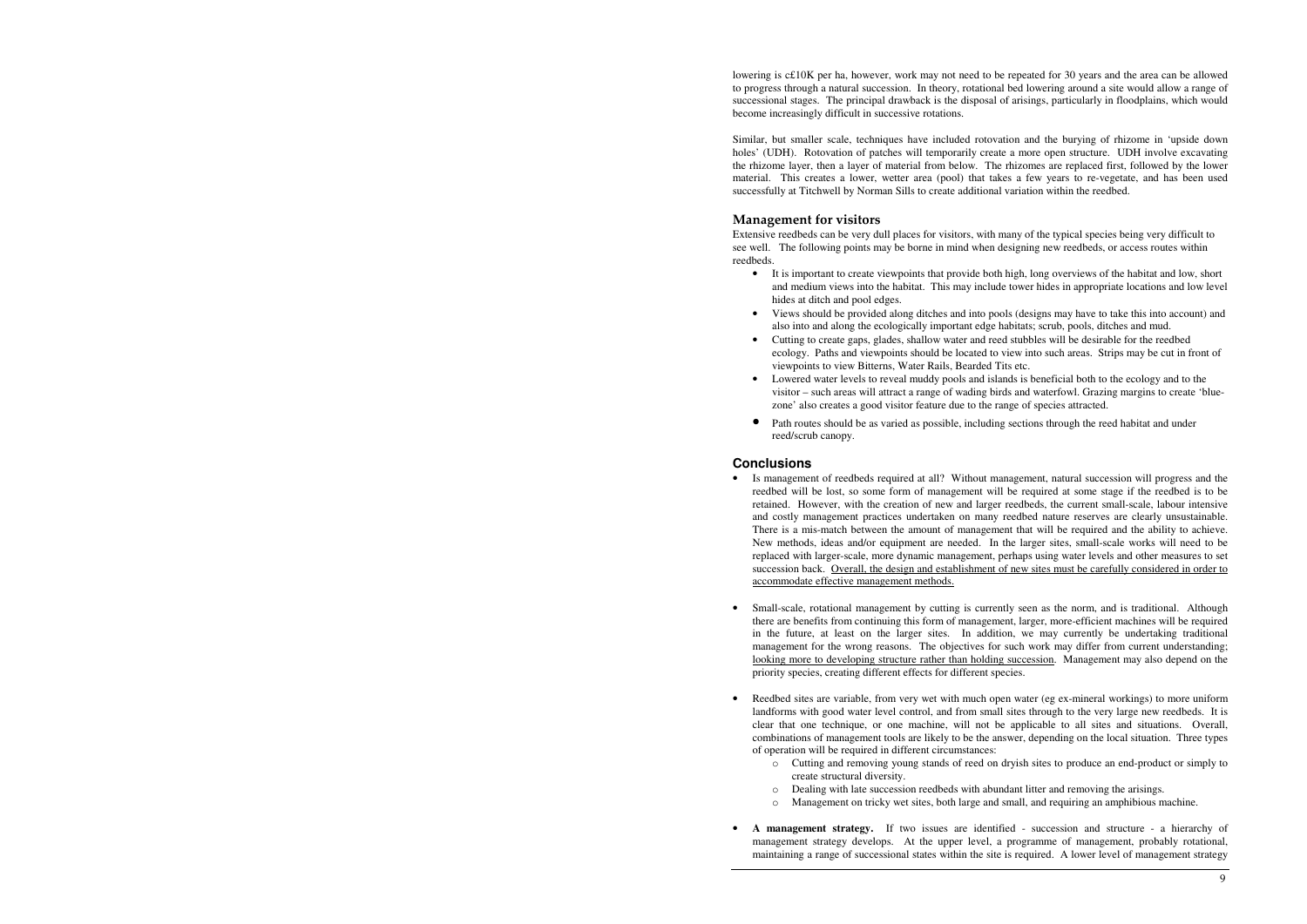lowering is c£10K per ha, however, work may not need to be repeated for 30 years and the area can be allowed to progress through a natural succession. In theory, rotational bed lowering around a site would allow a range of successional stages. The principal drawback is the disposal of arisings, particularly in floodplains, which would become increasingly difficult in successive rotations.

Similar, but smaller scale, techniques have included rotovation and the burying of rhizome in 'upside down holes' (UDH). Rotovation of patches will temporarily create a more open structure. UDH involve excavating the rhizome layer, then a layer of material from below. The rhizomes are replaced first, followed by the lower material. This creates a lower, wetter area (pool) that takes a few years to re-vegetate, and has been used successfully at Titchwell by Norman Sills to create additional variation within the reedbed.

### Management for visitors

Extensive reedbeds can be very dull places for visitors, with many of the typical species being very difficult to see well. The following points may be borne in mind when designing new reedbeds, or access routes within reedbeds.

- It is important to create viewpoints that provide both high, long overviews of the habitat and low, short and medium views into the habitat. This may include tower hides in appropriate locations and low level hides at ditch and pool edges.
- Views should be provided along ditches and into pools (designs may have to take this into account) and also into and along the ecologically important edge habitats; scrub, pools, ditches and mud.
- Cutting to create gaps, glades, shallow water and reed stubbles will be desirable for the reedbed ecology. Paths and viewpoints should be located to view into such areas. Strips may be cut in front of viewpoints to view Bitterns, Water Rails, Bearded Tits etc.
- Lowered water levels to reveal muddy pools and islands is beneficial both to the ecology and to the visitor – such areas will attract a range of wading birds and waterfowl. Grazing margins to create 'blue-zone' also creates a good visitor feature due to the range of species attracted.
- Path routes should be as varied as possible, including sections through the reed habitat and under reed/scrub canopy.

### Conclusions

- Is management of reedbeds required at all? Without management, natural succession will progress and the reedbed will be lost, so some form of management will be required at some stage if the reedbed is to be retained. However, with the creation of new and larger reedbeds, the current small-scale, labour intensive and costly management practices undertaken on many reedbed nature reserves are clearly unsustainable. There is a mis-match between the amount of management that will be required and the ability to achieve. New methods, ideas and/or equipment are needed. In the larger sites, small-scale works will need to be replaced with larger-scale, more dynamic management, perhaps using water levels and other measures to set succession back. <u>Overall, the design and establishment of new sites must be carefully considered in order to accommodate effective management methods.</u>

- Small-scale, rotational management by cutting is currently seen as the norm, and is traditional. Although there are benefits from continuing this form of management, larger, more-efficient machines will be required in the future, at least on the larger sites. In addition, we may currently be undertaking traditional management for the wrong reasons. The objectives for such work may differ from current understanding; <u>looking more to developing structure rather than holding succession</u>. Management may also depend on the priority species, creating different effects for different species.

- Reedbed sites are variable, from very wet with much open water (eg ex-mineral workings) to more uniform landforms with good water level control, and from small sites through to the very large new reedbeds. It is clear that one technique, or one machine, will not be applicable to all sites and situations. Overall, combinations of management tools are likely to be the answer, depending on the local situation. Three types of operation will be required in different circumstances:
    - Cutting and removing young stands of reed on dryish sites to produce an end-product or simply to create structural diversity.
    - Dealing with late succession reedbeds with abundant litter and removing the arisings.
    - Management on tricky wet sites, both large and small, and requiring an amphibious machine.

- **A management strategy.** If two issues are identified - succession and structure - a hierarchy of management strategy develops. At the upper level, a programme of management, probably rotational, maintaining a range of successional states within the site is required. A lower level of management strategy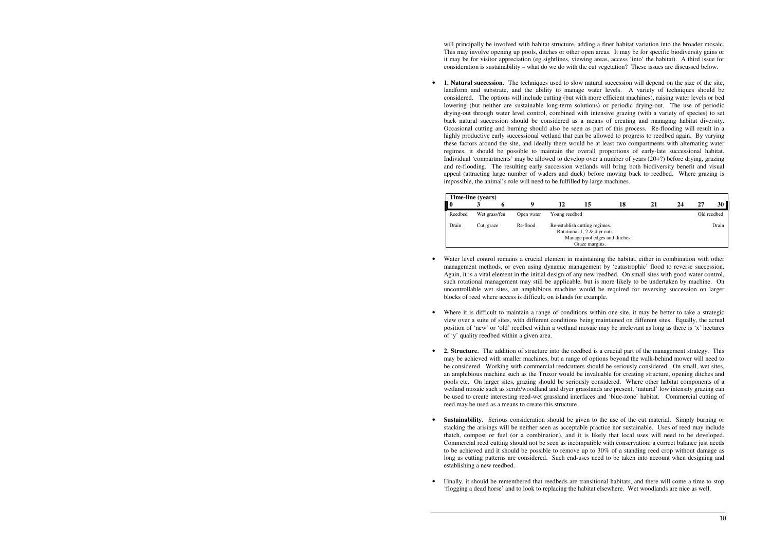will principally be involved with habitat structure, adding a finer habitat variation into the broader mosaic. This may involve opening up pools, ditches or other open areas. It may be for specific biodiversity gains or it may be for visitor appreciation (eg sightlines, viewing areas, access 'into' the habitat). A third issue for consideration is sustainability – what do we do with the cut vegetation? These issues are discussed below.

- **1. Natural succession**. The techniques used to slow natural succession will depend on the size of the site, landform and substrate, and the ability to manage water levels. A variety of techniques should be considered. The options will include cutting (but with more efficient machines), raising water levels or bed lowering (but neither are sustainable long-term solutions) or periodic drying-out. The use of periodic drying-out through water level control, combined with intensive grazing (with a variety of species) to set back natural succession should be considered as a means of creating and managing habitat diversity. Occasional cutting and burning should also be seen as part of this process. Re-flooding will result in a highly productive early successional wetland that can be allowed to progress to reedbed again. By varying these factors around the site, and ideally there would be at least two compartments with alternating water regimes, it should be possible to maintain the overall proportions of early-late successional habitat. Individual 'compartments' may be allowed to develop over a number of years (20+?) before drying, grazing and re-flooding. The resulting early succession wetlands will bring both biodiversity benefit and visual appeal (attracting large number of waders and duck) before moving back to reedbed. Where grazing is impossible, the animal's role will need to be fulfilled by large machines.

**Time-line (years)**

| 0 | 3 | 6 | 9 | 12 | 15 | 18 | 21 | 24 | 27 | 30 |
|---|---|---|---|---|---|---|---|---|---|---|
| Reedbed | Wet grass/fen | | Open water | Young reedbed | | | | | Old reedbed | |
| Drain | Cut, graze | | Re-flood | Re-establish cutting regimes. Rotational 1, 2 & 4 yr cuts. Manage pool edges and ditches. Graze margins. | | | | | | Drain |

- Water level control remains a crucial element in maintaining the habitat, either in combination with other management methods, or even using dynamic management by 'catastrophic' flood to reverse succession. Again, it is a vital element in the initial design of any new reedbed. On small sites with good water control, such rotational management may still be applicable, but is more likely to be undertaken by machine. On uncontrollable wet sites, an amphibious machine would be required for reversing succession on larger blocks of reed where access is difficult, on islands for example.

- Where it is difficult to maintain a range of conditions within one site, it may be better to take a strategic view over a suite of sites, with different conditions being maintained on different sites. Equally, the actual position of 'new' or 'old' reedbed within a wetland mosaic may be irrelevant as long as there is 'x' hectares of 'y' quality reedbed within a given area.

- **2. Structure.** The addition of structure into the reedbed is a crucial part of the management strategy. This may be achieved with smaller machines, but a range of options beyond the walk-behind mower will need to be considered. Working with commercial reedcutters should be seriously considered. On small, wet sites, an amphibious machine such as the Truxor would be invaluable for creating structure, opening ditches and pools etc. On larger sites, grazing should be seriously considered. Where other habitat components of a wetland mosaic such as scrub/woodland and dryer grasslands are present, 'natural' low intensity grazing can be used to create interesting reed-wet grassland interfaces and 'blue-zone' habitat. Commercial cutting of reed may be used as a means to create this structure.

- **Sustainability.** Serious consideration should be given to the use of the cut material. Simply burning or stacking the arisings will be neither seen as acceptable practice nor sustainable. Uses of reed may include thatch, compost or fuel (or a combination), and it is likely that local uses will need to be developed. Commercial reed cutting should not be seen as incompatible with conservation; a correct balance just needs to be achieved and it should be possible to remove up to 30% of a standing reed crop without damage as long as cutting patterns are considered. Such end-uses need to be taken into account when designing and establishing a new reedbed.

- Finally, it should be remembered that reedbeds are transitional habitats, and there will come a time to stop 'flogging a dead horse' and to look to replacing the habitat elsewhere. Wet woodlands are nice as well.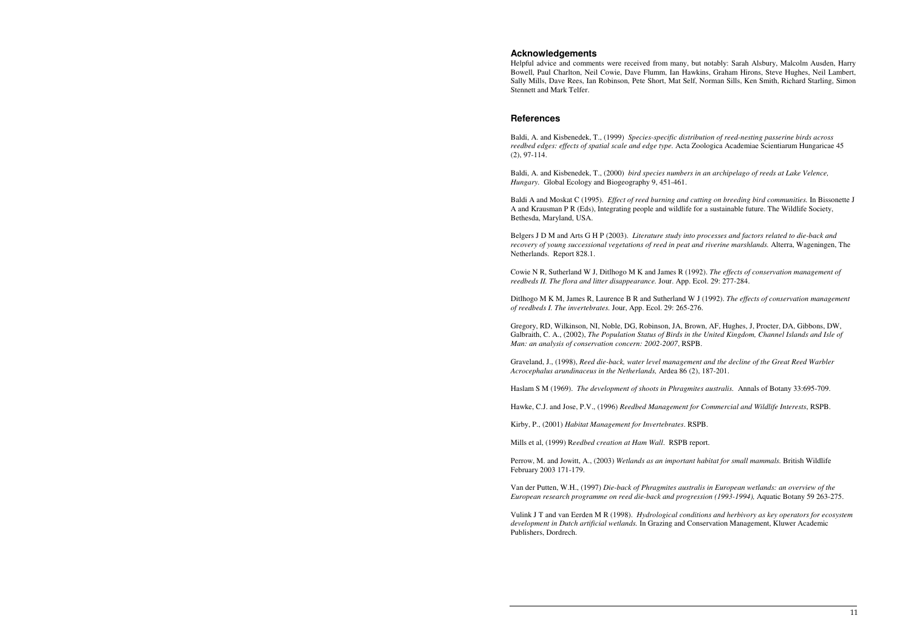## Acknowledgements

Helpful advice and comments were received from many, but notably: Sarah Alsbury, Malcolm Ausden, Harry Bowell, Paul Charlton, Neil Cowie, Dave Flumm, Ian Hawkins, Graham Hirons, Steve Hughes, Neil Lambert, Sally Mills, Dave Rees, Ian Robinson, Pete Short, Mat Self, Norman Sills, Ken Smith, Richard Starling, Simon Stennett and Mark Telfer.

## References

Baldi, A. and Kisbenedek, T., (1999) *Species-specific distribution of reed-nesting passerine birds across reedbed edges: effects of spatial scale and edge type.* Acta Zoologica Academiae Scientiarum Hungaricae 45 (2), 97-114.

Baldi, A. and Kisbenedek, T., (2000) *bird species numbers in an archipelago of reeds at Lake Velence, Hungary.* Global Ecology and Biogeography 9, 451-461.

Baldi A and Moskat C (1995). *Effect of reed burning and cutting on breeding bird communities.* In Bissonette J A and Krausman P R (Eds), Integrating people and wildlife for a sustainable future. The Wildlife Society, Bethesda, Maryland, USA.

Belgers J D M and Arts G H P (2003). *Literature study into processes and factors related to die-back and recovery of young successional vegetations of reed in peat and riverine marshlands.* Alterra, Wageningen, The Netherlands. Report 828.1.

Cowie N R, Sutherland W J, Ditlhogo M K and James R (1992). *The effects of conservation management of reedbeds II. The flora and litter disappearance.* Jour. App. Ecol. 29: 277-284.

Ditlhogo M K M, James R, Laurence B R and Sutherland W J (1992). *The effects of conservation management of reedbeds I. The invertebrates.* Jour, App. Ecol. 29: 265-276.

Gregory, RD, Wilkinson, NI, Noble, DG, Robinson, JA, Brown, AF, Hughes, J, Procter, DA, Gibbons, DW, Galbraith, C. A., (2002), *The Population Status of Birds in the United Kingdom, Channel Islands and Isle of Man: an analysis of conservation concern: 2002-2007*, RSPB.

Graveland, J., (1998), *Reed die-back, water level management and the decline of the Great Reed Warbler Acrocephalus arundinaceus in the Netherlands,* Ardea 86 (2), 187-201.

Haslam S M (1969). *The development of shoots in Phragmites australis.* Annals of Botany 33:695-709.

Hawke, C.J. and Jose, P.V., (1996) *Reedbed Management for Commercial and Wildlife Interests*, RSPB.

Kirby, P., (2001) *Habitat Management for Invertebrates*. RSPB.

Mills et al, (1999) R*eedbed creation at Ham Wall*. RSPB report.

Perrow, M. and Jowitt, A., (2003) *Wetlands as an important habitat for small mammals.* British Wildlife February 2003 171-179.

Van der Putten, W.H., (1997) *Die-back of Phragmites australis in European wetlands: an overview of the European research programme on reed die-back and progression (1993-1994),* Aquatic Botany 59 263-275.

Vulink J T and van Eerden M R (1998). *Hydrological conditions and herbivory as key operators for ecosystem development in Dutch artificial wetlands.* In Grazing and Conservation Management, Kluwer Academic Publishers, Dordrech.